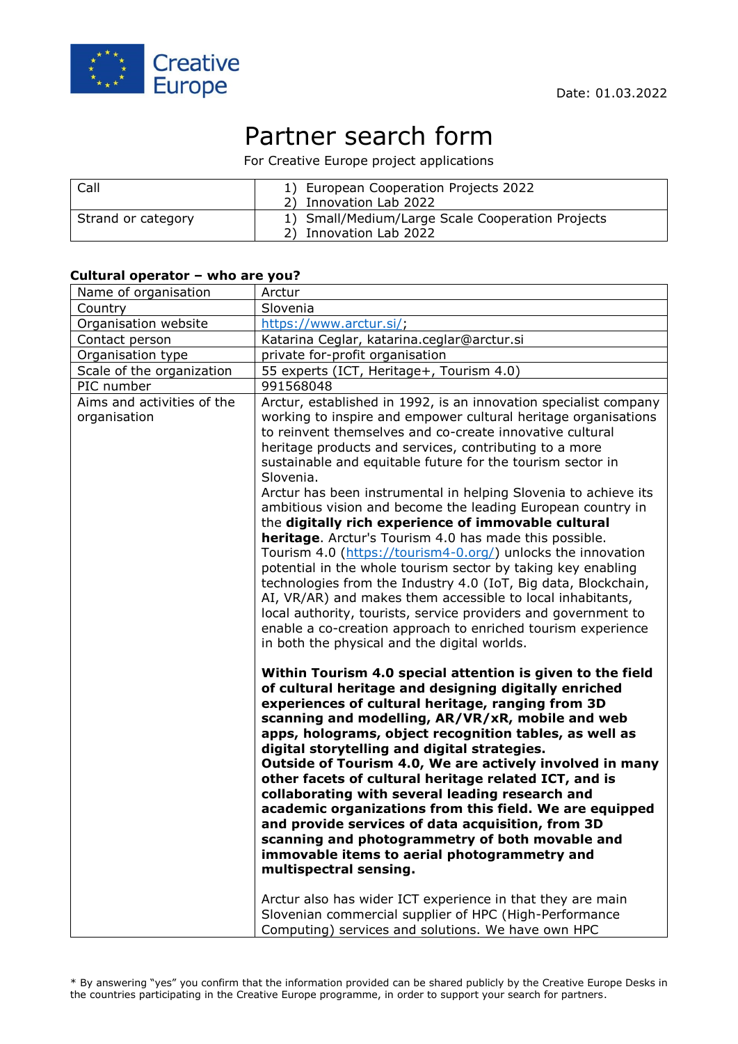Date: 01.03.2022

# Partner search form

For Creative Europe project applications

| Call | 1) European Cooperation Projects 2022<br>2) Innovation Lab 2022 |
|---|---|
| Strand or category | 1) Small/Medium/Large Scale Cooperation Projects<br>2) Innovation Lab 2022 |

**Cultural operator – who are you?**

| Name of organisation | Arctur |
|---|---|
| Country | Slovenia |
| Organisation website | https://www.arctur.si/; |
| Contact person | Katarina Ceglar, katarina.ceglar@arctur.si |
| Organisation type | private for-profit organisation |
| Scale of the organization | 55 experts (ICT, Heritage+, Tourism 4.0) |
| PIC number | 991568048 |
| Aims and activities of the organisation | Arctur, established in 1992, is an innovation specialist company working to inspire and empower cultural heritage organisations to reinvent themselves and co-create innovative cultural heritage products and services, contributing to a more sustainable and equitable future for the tourism sector in Slovenia.<br>Arctur has been instrumental in helping Slovenia to achieve its ambitious vision and become the leading European country in the **digitally rich experience of immovable cultural heritage**. Arctur's Tourism 4.0 has made this possible. Tourism 4.0 (https://tourism4-0.org/) unlocks the innovation potential in the whole tourism sector by taking key enabling technologies from the Industry 4.0 (IoT, Big data, Blockchain, AI, VR/AR) and makes them accessible to local inhabitants, local authority, tourists, service providers and government to enable a co-creation approach to enriched tourism experience in both the physical and the digital worlds.<br><br>**Within Tourism 4.0 special attention is given to the field of cultural heritage and designing digitally enriched experiences of cultural heritage, ranging from 3D scanning and modelling, AR/VR/xR, mobile and web apps, holograms, object recognition tables, as well as digital storytelling and digital strategies.**<br>**Outside of Tourism 4.0, We are actively involved in many other facets of cultural heritage related ICT, and is collaborating with several leading research and academic organizations from this field. We are equipped and provide services of data acquisition, from 3D scanning and photogrammetry of both movable and immovable items to aerial photogrammetry and multispectral sensing.**<br><br>Arctur also has wider ICT experience in that they are main Slovenian commercial supplier of HPC (High-Performance Computing) services and solutions. We have own HPC |

* By answering "yes" you confirm that the information provided can be shared publicly by the Creative Europe Desks in the countries participating in the Creative Europe programme, in order to support your search for partners.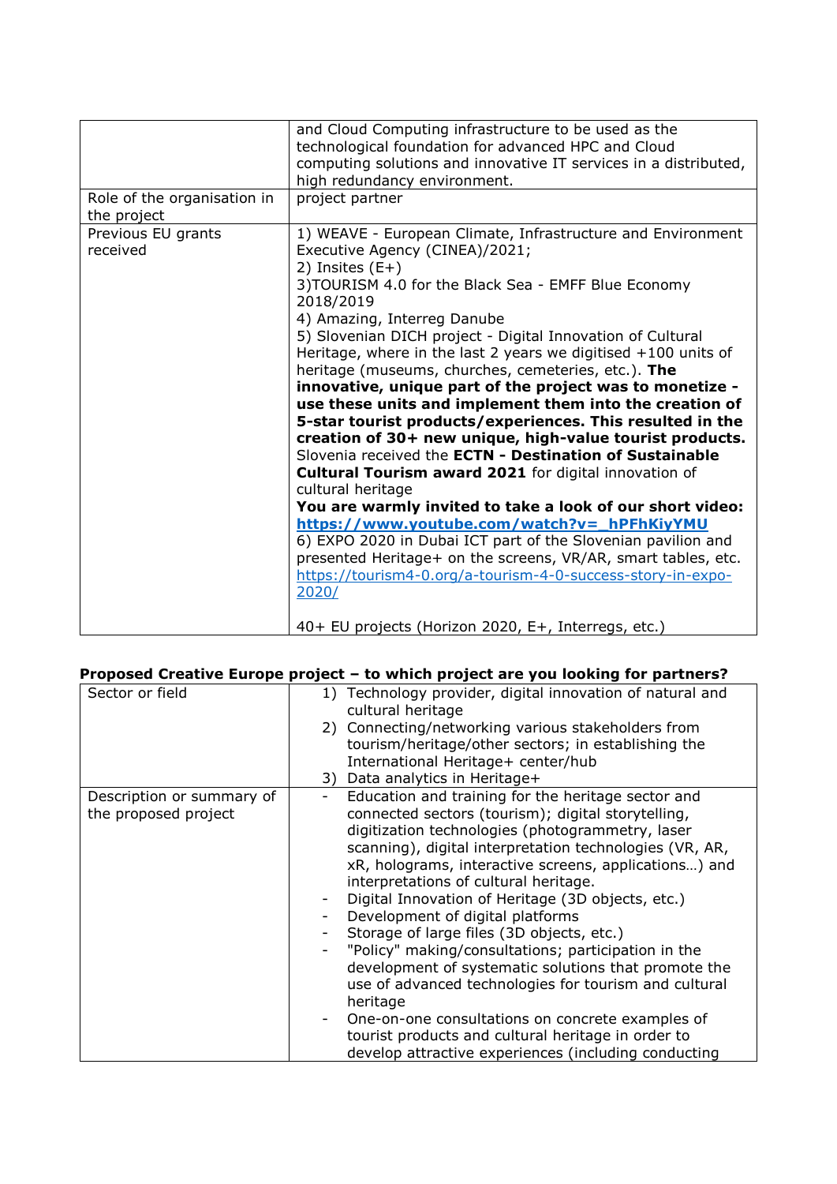|  |  |
|---|---|
|  | and Cloud Computing infrastructure to be used as the technological foundation for advanced HPC and Cloud computing solutions and innovative IT services in a distributed, high redundancy environment. |
| Role of the organisation in the project | project partner |
| Previous EU grants received | 1) WEAVE - European Climate, Infrastructure and Environment Executive Agency (CINEA)/2021;<br>2) Insites (E+)<br>3)TOURISM 4.0 for the Black Sea - EMFF Blue Economy 2018/2019<br>4) Amazing, Interreg Danube<br>5) Slovenian DICH project - Digital Innovation of Cultural Heritage, where in the last 2 years we digitised +100 units of heritage (museums, churches, cemeteries, etc.). **The innovative, unique part of the project was to monetize - use these units and implement them into the creation of 5-star tourist products/experiences. This resulted in the creation of 30+ new unique, high-value tourist products.** Slovenia received the **ECTN - Destination of Sustainable Cultural Tourism award 2021** for digital innovation of cultural heritage<br>**You are warmly invited to take a look of our short video: https://www.youtube.com/watch?v=_hPFhKiyYMU**<br>6) EXPO 2020 in Dubai ICT part of the Slovenian pavilion and presented Heritage+ on the screens, VR/AR, smart tables, etc. https://tourism4-0.org/a-tourism-4-0-success-story-in-expo-2020/<br><br>40+ EU projects (Horizon 2020, E+, Interregs, etc.) |

**Proposed Creative Europe project – to which project are you looking for partners?**

|  |  |
|---|---|
| Sector or field | 1) Technology provider, digital innovation of natural and cultural heritage<br>2) Connecting/networking various stakeholders from tourism/heritage/other sectors; in establishing the International Heritage+ center/hub<br>3) Data analytics in Heritage+ |
| Description or summary of the proposed project | - Education and training for the heritage sector and connected sectors (tourism); digital storytelling, digitization technologies (photogrammetry, laser scanning), digital interpretation technologies (VR, AR, xR, holograms, interactive screens, applications…) and interpretations of cultural heritage.<br>- Digital Innovation of Heritage (3D objects, etc.)<br>- Development of digital platforms<br>- Storage of large files (3D objects, etc.)<br>- "Policy" making/consultations; participation in the development of systematic solutions that promote the use of advanced technologies for tourism and cultural heritage<br>- One-on-one consultations on concrete examples of tourist products and cultural heritage in order to develop attractive experiences (including conducting |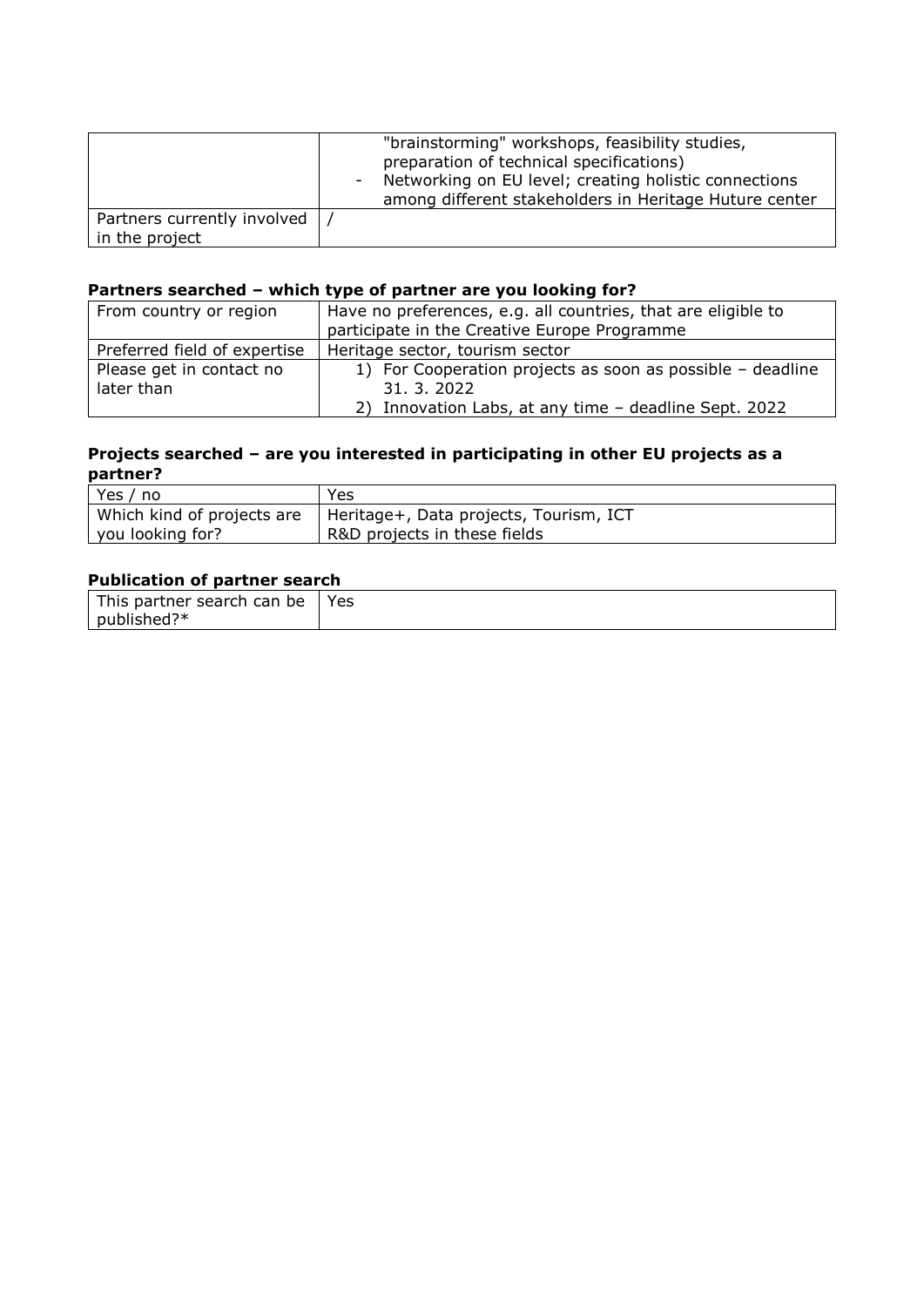| | |
|---|---|
| | "brainstorming" workshops, feasibility studies, preparation of technical specifications)<br>- Networking on EU level; creating holistic connections among different stakeholders in Heritage Huture center |
| Partners currently involved in the project | / |

### Partners searched – which type of partner are you looking for?

| | |
|---|---|
| From country or region | Have no preferences, e.g. all countries, that are eligible to participate in the Creative Europe Programme |
| Preferred field of expertise | Heritage sector, tourism sector |
| Please get in contact no later than | 1) For Cooperation projects as soon as possible – deadline 31. 3. 2022<br>2) Innovation Labs, at any time – deadline Sept. 2022 |

### Projects searched – are you interested in participating in other EU projects as a partner?

| | |
|---|---|
| Yes / no | Yes |
| Which kind of projects are you looking for? | Heritage+, Data projects, Tourism, ICT R&D projects in these fields |

### Publication of partner search

| | |
|---|---|
| This partner search can be published?* | Yes |